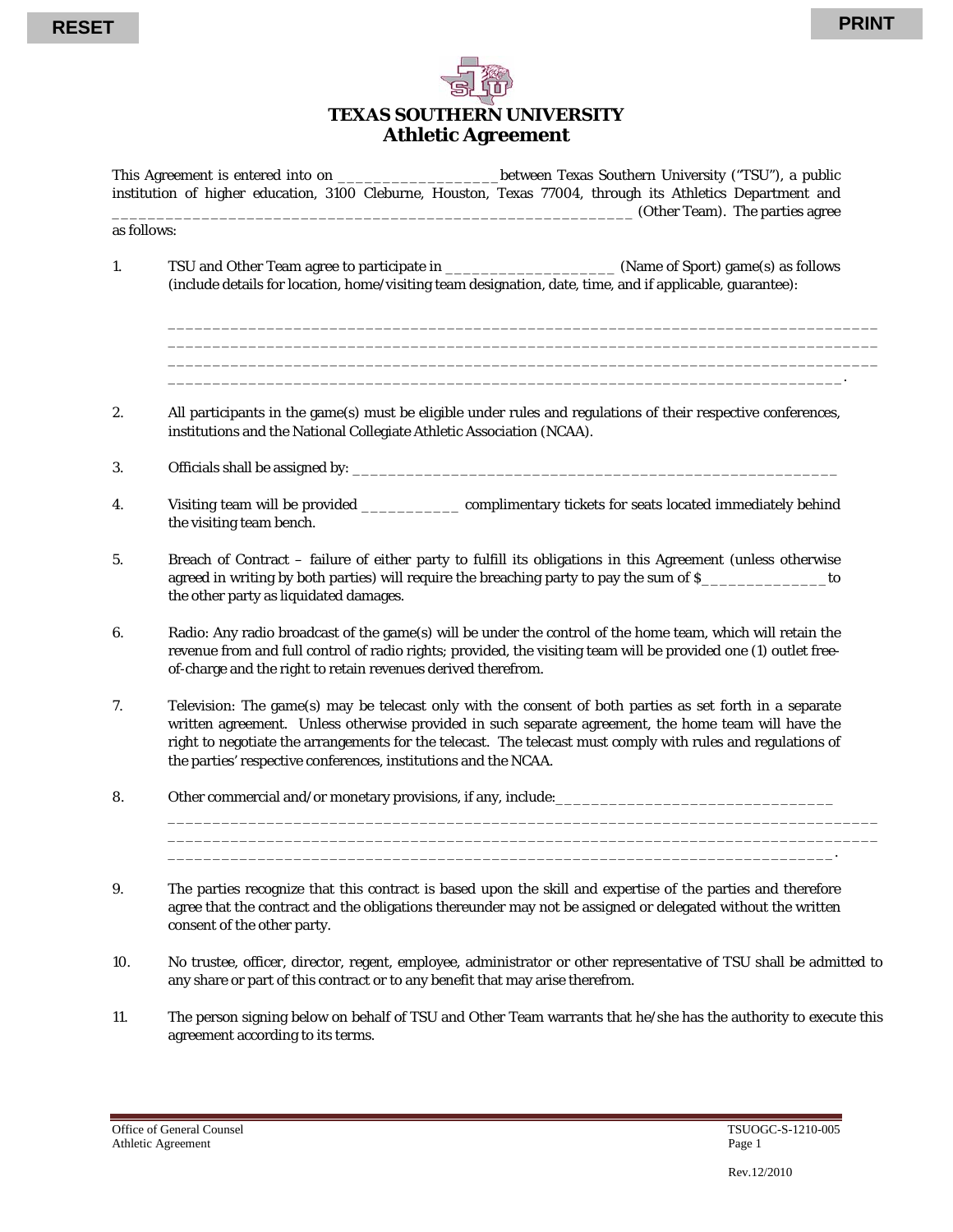# TEXAS SOUTHERN UNIVERSITY
## Athletic Agreement

This Agreement is entered into on __________________ between Texas Southern University ("TSU"), a public institution of higher education, 3100 Cleburne, Houston, Texas 77004, through its Athletics Department and ___________________________________________________________ (Other Team). The parties agree as follows:

1. TSU and Other Team agree to participate in ___________________ (Name of Sport) game(s) as follows (include details for location, home/visiting team designation, date, time, and if applicable, guarantee):

   ______________________________________________________________________________
   ______________________________________________________________________________
   ______________________________________________________________________________
   ____________________________________________________________________________.

2. All participants in the game(s) must be eligible under rules and regulations of their respective conferences, institutions and the National Collegiate Athletic Association (NCAA).

3. Officials shall be assigned by: ______________________________________________________

4. Visiting team will be provided ___________ complimentary tickets for seats located immediately behind the visiting team bench.

5. Breach of Contract – failure of either party to fulfill its obligations in this Agreement (unless otherwise agreed in writing by both parties) will require the breaching party to pay the sum of $______________ to the other party as liquidated damages.

6. Radio: Any radio broadcast of the game(s) will be under the control of the home team, which will retain the revenue from and full control of radio rights; provided, the visiting team will be provided one (1) outlet free-of-charge and the right to retain revenues derived therefrom.

7. Television: The game(s) may be telecast only with the consent of both parties as set forth in a separate written agreement. Unless otherwise provided in such separate agreement, the home team will have the right to negotiate the arrangements for the telecast. The telecast must comply with rules and regulations of the parties' respective conferences, institutions and the NCAA.

8. Other commercial and/or monetary provisions, if any, include:_______________________________

   ______________________________________________________________________________
   ______________________________________________________________________________
   ___________________________________________________________________________.

9. The parties recognize that this contract is based upon the skill and expertise of the parties and therefore agree that the contract and the obligations thereunder may not be assigned or delegated without the written consent of the other party.

10. No trustee, officer, director, regent, employee, administrator or other representative of TSU shall be admitted to any share or part of this contract or to any benefit that may arise therefrom.

11. The person signing below on behalf of TSU and Other Team warrants that he/she has the authority to execute this agreement according to its terms.

Office of General Counsel
Athletic Agreement

TSUOGC-S-1210-005

Rev.12/2010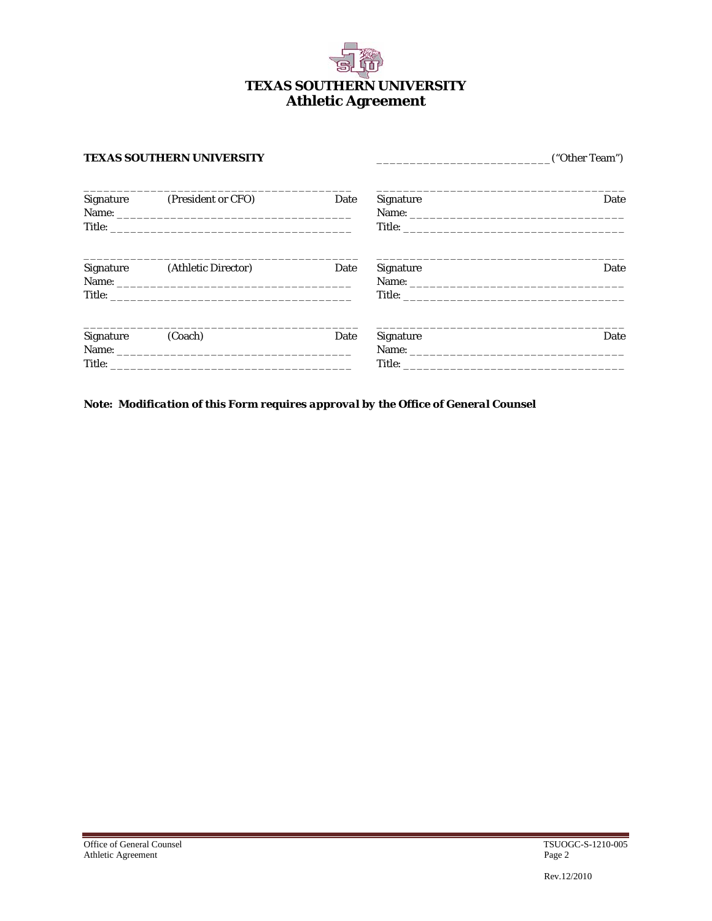# TEXAS SOUTHERN UNIVERSITY
## Athletic Agreement

| | |
|---|---|
| **TEXAS SOUTHERN UNIVERSITY** | _________________________ ("Other Team") |
| _____________________________________ | _____________________________________ |
| Signature (President or CFO) Date | Signature Date |
| Name: ________________________________ | Name: ________________________________ |
| Title: ________________________________ | Title: ________________________________ |
| _____________________________________ | _____________________________________ |
| Signature (Athletic Director) Date | Signature Date |
| Name: ________________________________ | Name: ________________________________ |
| Title: ________________________________ | Title: ________________________________ |
| _____________________________________ | _____________________________________ |
| Signature (Coach) Date | Signature Date |
| Name: ________________________________ | Name: ________________________________ |
| Title: ________________________________ | Title: ________________________________ |

***Note: Modification of this Form requires approval by the Office of General Counsel***

Office of General Counsel
Athletic Agreement

TSUOGC-S-1210-005

Rev.12/2010